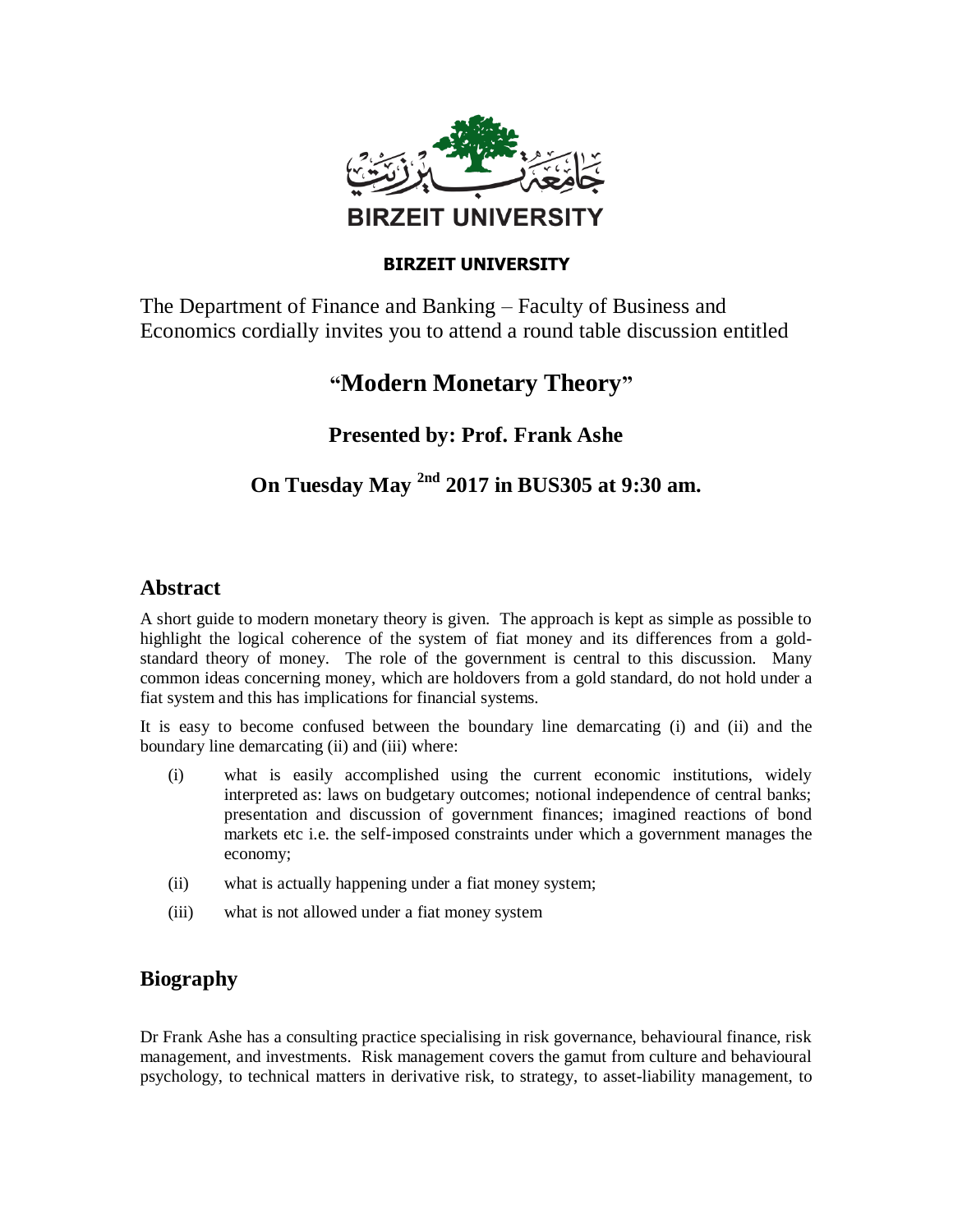**BIRZEIT UNIVERSITY**

The Department of Finance and Banking – Faculty of Business and Economics cordially invites you to attend a round table discussion entitled

# "Modern Monetary Theory"

## Presented by: Prof. Frank Ashe

## On Tuesday May [2nd] 2017 in BUS305 at 9:30 am.

## Abstract

A short guide to modern monetary theory is given. The approach is kept as simple as possible to highlight the logical coherence of the system of fiat money and its differences from a gold-standard theory of money. The role of the government is central to this discussion. Many common ideas concerning money, which are holdovers from a gold standard, do not hold under a fiat system and this has implications for financial systems.

It is easy to become confused between the boundary line demarcating (i) and (ii) and the boundary line demarcating (ii) and (iii) where:

(i) what is easily accomplished using the current economic institutions, widely interpreted as: laws on budgetary outcomes; notional independence of central banks; presentation and discussion of government finances; imagined reactions of bond markets etc i.e. the self-imposed constraints under which a government manages the economy;

(ii) what is actually happening under a fiat money system;

(iii) what is not allowed under a fiat money system

## Biography

Dr Frank Ashe has a consulting practice specialising in risk governance, behavioural finance, risk management, and investments. Risk management covers the gamut from culture and behavioural psychology, to technical matters in derivative risk, to strategy, to asset-liability management, to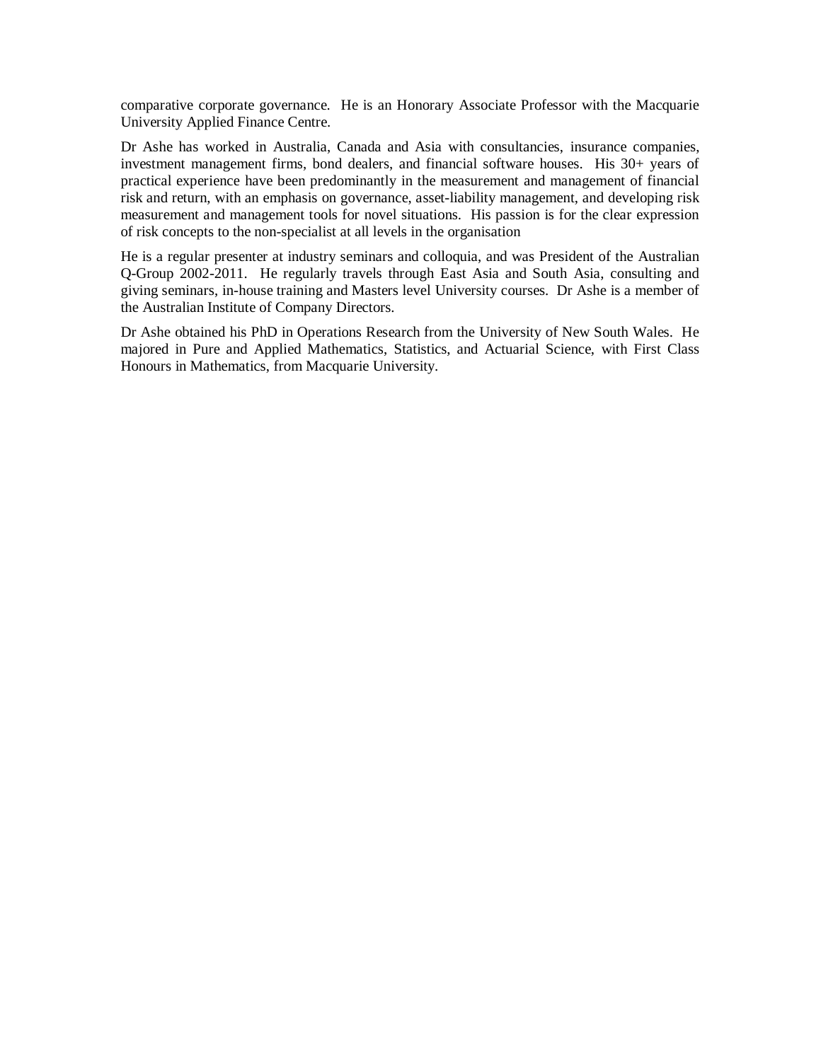comparative corporate governance. He is an Honorary Associate Professor with the Macquarie University Applied Finance Centre.

Dr Ashe has worked in Australia, Canada and Asia with consultancies, insurance companies, investment management firms, bond dealers, and financial software houses. His 30+ years of practical experience have been predominantly in the measurement and management of financial risk and return, with an emphasis on governance, asset-liability management, and developing risk measurement and management tools for novel situations. His passion is for the clear expression of risk concepts to the non-specialist at all levels in the organisation

He is a regular presenter at industry seminars and colloquia, and was President of the Australian Q-Group 2002-2011. He regularly travels through East Asia and South Asia, consulting and giving seminars, in-house training and Masters level University courses. Dr Ashe is a member of the Australian Institute of Company Directors.

Dr Ashe obtained his PhD in Operations Research from the University of New South Wales. He majored in Pure and Applied Mathematics, Statistics, and Actuarial Science, with First Class Honours in Mathematics, from Macquarie University.